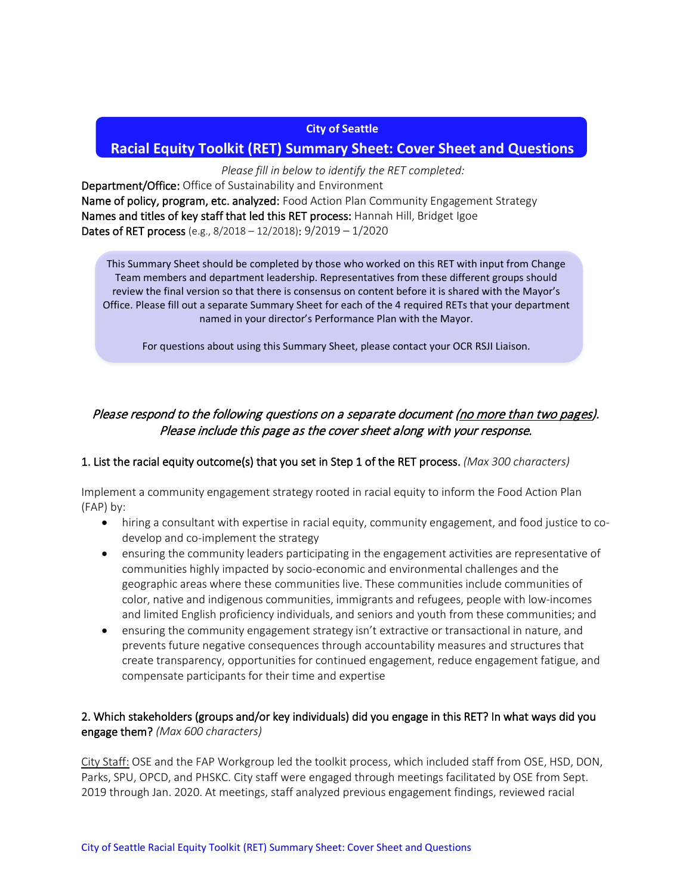**City of Seattle**

# Racial Equity Toolkit (RET) Summary Sheet: Cover Sheet and Questions

*Please fill in below to identify the RET completed:*

Department/Office: Office of Sustainability and Environment
Name of policy, program, etc. analyzed: Food Action Plan Community Engagement Strategy
Names and titles of key staff that led this RET process: Hannah Hill, Bridget Igoe
Dates of RET process (e.g., 8/2018 – 12/2018): 9/2019 – 1/2020

This Summary Sheet should be completed by those who worked on this RET with input from Change Team members and department leadership. Representatives from these different groups should review the final version so that there is consensus on content before it is shared with the Mayor's Office. Please fill out a separate Summary Sheet for each of the 4 required RETs that your department named in your director's Performance Plan with the Mayor.

For questions about using this Summary Sheet, please contact your OCR RSJI Liaison.

*Please respond to the following questions on a separate document (no more than two pages). Please include this page as the cover sheet along with your response.*

## 1. List the racial equity outcome(s) that you set in Step 1 of the RET process. *(Max 300 characters)*

Implement a community engagement strategy rooted in racial equity to inform the Food Action Plan (FAP) by:

- hiring a consultant with expertise in racial equity, community engagement, and food justice to co-develop and co-implement the strategy
- ensuring the community leaders participating in the engagement activities are representative of communities highly impacted by socio-economic and environmental challenges and the geographic areas where these communities live. These communities include communities of color, native and indigenous communities, immigrants and refugees, people with low-incomes and limited English proficiency individuals, and seniors and youth from these communities; and
- ensuring the community engagement strategy isn't extractive or transactional in nature, and prevents future negative consequences through accountability measures and structures that create transparency, opportunities for continued engagement, reduce engagement fatigue, and compensate participants for their time and expertise

## 2. Which stakeholders (groups and/or key individuals) did you engage in this RET? In what ways did you engage them? *(Max 600 characters)*

City Staff: OSE and the FAP Workgroup led the toolkit process, which included staff from OSE, HSD, DON, Parks, SPU, OPCD, and PHSKC. City staff were engaged through meetings facilitated by OSE from Sept. 2019 through Jan. 2020. At meetings, staff analyzed previous engagement findings, reviewed racial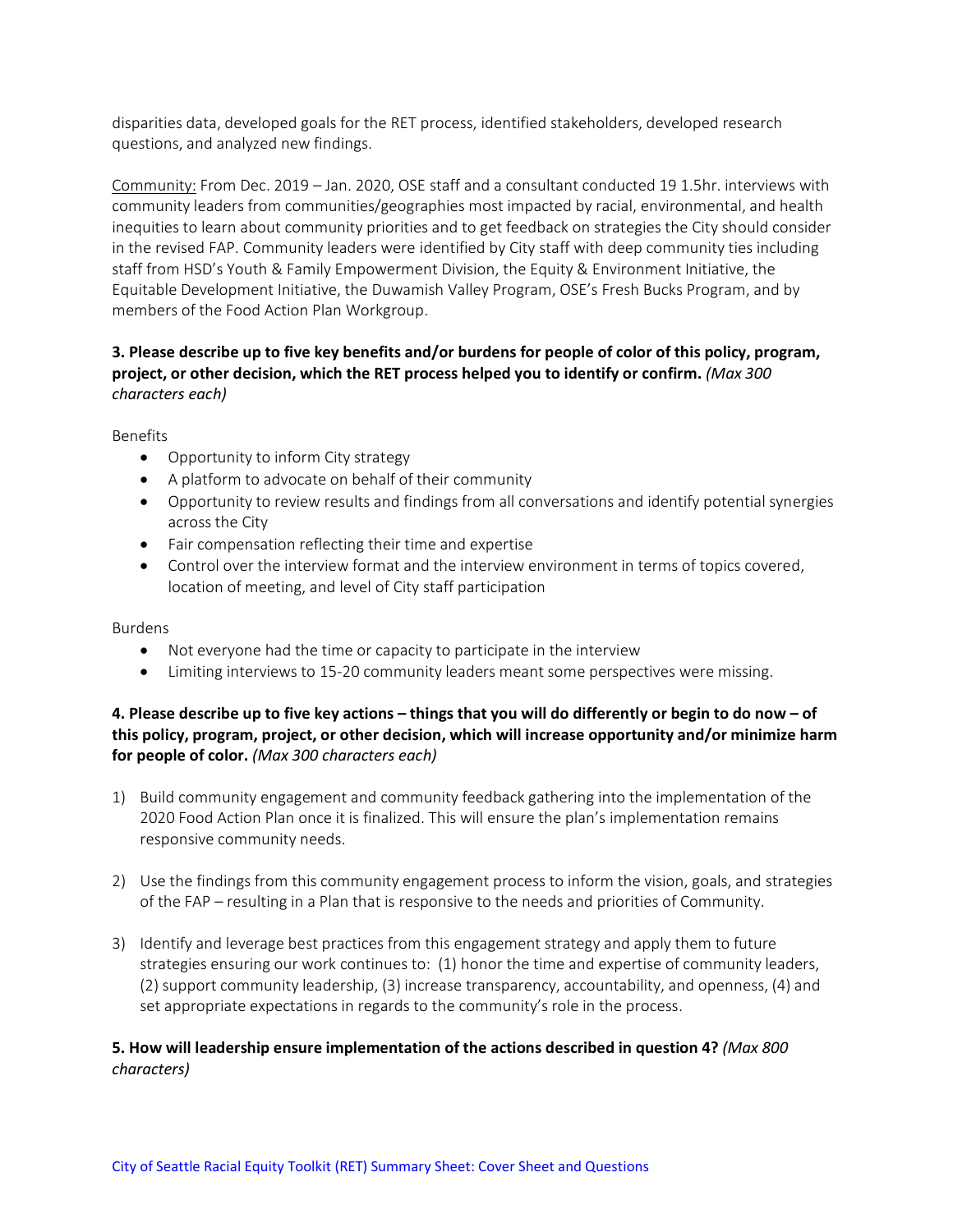disparities data, developed goals for the RET process, identified stakeholders, developed research questions, and analyzed new findings.

Community: From Dec. 2019 – Jan. 2020, OSE staff and a consultant conducted 19 1.5hr. interviews with community leaders from communities/geographies most impacted by racial, environmental, and health inequities to learn about community priorities and to get feedback on strategies the City should consider in the revised FAP. Community leaders were identified by City staff with deep community ties including staff from HSD's Youth & Family Empowerment Division, the Equity & Environment Initiative, the Equitable Development Initiative, the Duwamish Valley Program, OSE's Fresh Bucks Program, and by members of the Food Action Plan Workgroup.

**3. Please describe up to five key benefits and/or burdens for people of color of this policy, program, project, or other decision, which the RET process helped you to identify or confirm.** *(Max 300 characters each)*

Benefits

- Opportunity to inform City strategy
- A platform to advocate on behalf of their community
- Opportunity to review results and findings from all conversations and identify potential synergies across the City
- Fair compensation reflecting their time and expertise
- Control over the interview format and the interview environment in terms of topics covered, location of meeting, and level of City staff participation

Burdens

- Not everyone had the time or capacity to participate in the interview
- Limiting interviews to 15-20 community leaders meant some perspectives were missing.

**4. Please describe up to five key actions – things that you will do differently or begin to do now – of this policy, program, project, or other decision, which will increase opportunity and/or minimize harm for people of color.** *(Max 300 characters each)*

1) Build community engagement and community feedback gathering into the implementation of the 2020 Food Action Plan once it is finalized. This will ensure the plan's implementation remains responsive community needs.

2) Use the findings from this community engagement process to inform the vision, goals, and strategies of the FAP – resulting in a Plan that is responsive to the needs and priorities of Community.

3) Identify and leverage best practices from this engagement strategy and apply them to future strategies ensuring our work continues to: (1) honor the time and expertise of community leaders, (2) support community leadership, (3) increase transparency, accountability, and openness, (4) and set appropriate expectations in regards to the community's role in the process.

**5. How will leadership ensure implementation of the actions described in question 4?** *(Max 800 characters)*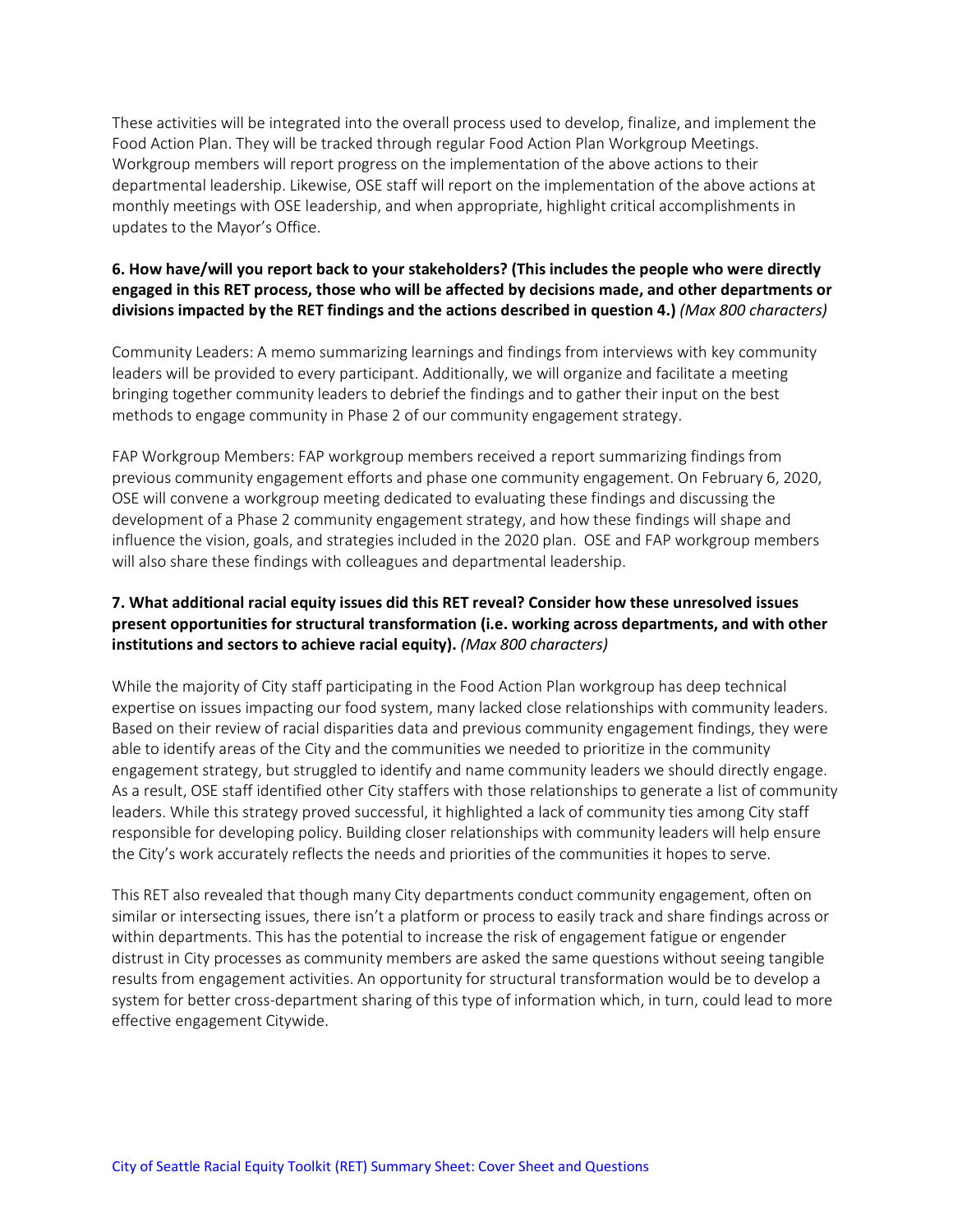These activities will be integrated into the overall process used to develop, finalize, and implement the Food Action Plan. They will be tracked through regular Food Action Plan Workgroup Meetings. Workgroup members will report progress on the implementation of the above actions to their departmental leadership. Likewise, OSE staff will report on the implementation of the above actions at monthly meetings with OSE leadership, and when appropriate, highlight critical accomplishments in updates to the Mayor's Office.

**6. How have/will you report back to your stakeholders? (This includes the people who were directly engaged in this RET process, those who will be affected by decisions made, and other departments or divisions impacted by the RET findings and the actions described in question 4.)** *(Max 800 characters)*

Community Leaders: A memo summarizing learnings and findings from interviews with key community leaders will be provided to every participant. Additionally, we will organize and facilitate a meeting bringing together community leaders to debrief the findings and to gather their input on the best methods to engage community in Phase 2 of our community engagement strategy.

FAP Workgroup Members: FAP workgroup members received a report summarizing findings from previous community engagement efforts and phase one community engagement. On February 6, 2020, OSE will convene a workgroup meeting dedicated to evaluating these findings and discussing the development of a Phase 2 community engagement strategy, and how these findings will shape and influence the vision, goals, and strategies included in the 2020 plan. OSE and FAP workgroup members will also share these findings with colleagues and departmental leadership.

**7. What additional racial equity issues did this RET reveal? Consider how these unresolved issues present opportunities for structural transformation (i.e. working across departments, and with other institutions and sectors to achieve racial equity).** *(Max 800 characters)*

While the majority of City staff participating in the Food Action Plan workgroup has deep technical expertise on issues impacting our food system, many lacked close relationships with community leaders. Based on their review of racial disparities data and previous community engagement findings, they were able to identify areas of the City and the communities we needed to prioritize in the community engagement strategy, but struggled to identify and name community leaders we should directly engage. As a result, OSE staff identified other City staffers with those relationships to generate a list of community leaders. While this strategy proved successful, it highlighted a lack of community ties among City staff responsible for developing policy. Building closer relationships with community leaders will help ensure the City's work accurately reflects the needs and priorities of the communities it hopes to serve.

This RET also revealed that though many City departments conduct community engagement, often on similar or intersecting issues, there isn't a platform or process to easily track and share findings across or within departments. This has the potential to increase the risk of engagement fatigue or engender distrust in City processes as community members are asked the same questions without seeing tangible results from engagement activities. An opportunity for structural transformation would be to develop a system for better cross-department sharing of this type of information which, in turn, could lead to more effective engagement Citywide.